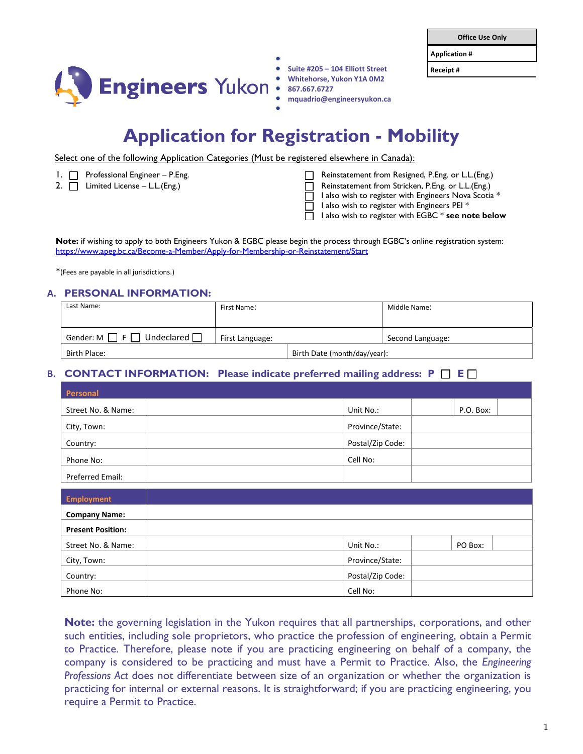| Office Use Only |
|---|
| Application # |
| Receipt # |

**Engineers Yukon**

- Suite #205 – 104 Elliott Street
- Whitehorse, Yukon Y1A 0M2
- 867.667.6727
- mquadrio@engineersyukon.ca

# Application for Registration - Mobility

Select one of the following Application Categories (Must be registered elsewhere in Canada):

1. ☐ Professional Engineer – P.Eng.
2. ☐ Limited License – L.L.(Eng.)

☐ Reinstatement from Resigned, P.Eng. or L.L.(Eng.)
☐ Reinstatement from Stricken, P.Eng. or L.L.(Eng.)
☐ I also wish to register with Engineers Nova Scotia *
☐ I also wish to register with Engineers PEI *
☐ I also wish to register with EGBC * **see note below**

**Note:** if wishing to apply to both Engineers Yukon & EGBC please begin the process through EGBC's online registration system: https://www.apeg.bc.ca/Become-a-Member/Apply-for-Membership-or-Reinstatement/Start

*(Fees are payable in all jurisdictions.)

## A. PERSONAL INFORMATION:

| Last Name: | First Name: | Middle Name: |
|---|---|---|
| Gender: M ☐ F ☐ Undeclared ☐ | First Language: | Second Language: |
| Birth Place: | Birth Date (month/day/year): | |

## B. CONTACT INFORMATION: Please indicate preferred mailing address: P ☐ E ☐

| Personal | | | | | |
|---|---|---|---|---|---|
| Street No. & Name: | | Unit No.: | | P.O. Box: | |
| City, Town: | | Province/State: | | | |
| Country: | | Postal/Zip Code: | | | |
| Phone No: | | Cell No: | | | |
| Preferred Email: | | | | | |

| Employment | | | | | |
|---|---|---|---|---|---|
| **Company Name:** | | | | | |
| **Present Position:** | | | | | |
| Street No. & Name: | | Unit No.: | | PO Box: | |
| City, Town: | | Province/State: | | | |
| Country: | | Postal/Zip Code: | | | |
| Phone No: | | Cell No: | | | |

**Note:** the governing legislation in the Yukon requires that all partnerships, corporations, and other such entities, including sole proprietors, who practice the profession of engineering, obtain a Permit to Practice. Therefore, please note if you are practicing engineering on behalf of a company, the company is considered to be practicing and must have a Permit to Practice. Also, the *Engineering Professions Act* does not differentiate between size of an organization or whether the organization is practicing for internal or external reasons. It is straightforward; if you are practicing engineering, you require a Permit to Practice.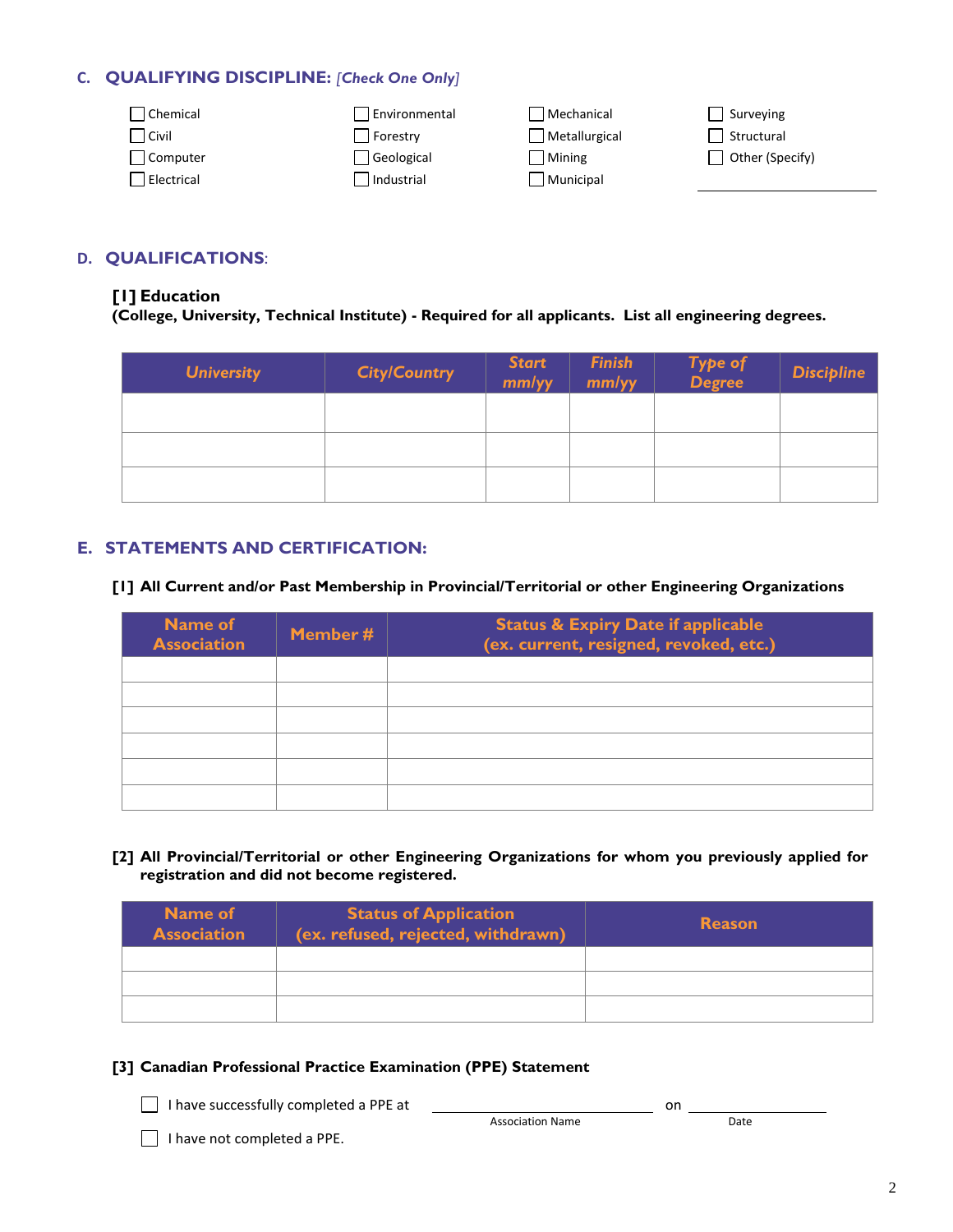## C. QUALIFYING DISCIPLINE: *[Check One Only]*

- ☐ Chemical
- ☐ Civil
- ☐ Computer
- ☐ Electrical
- ☐ Environmental
- ☐ Forestry
- ☐ Geological
- ☐ Industrial
- ☐ Mechanical
- ☐ Metallurgical
- ☐ Mining
- ☐ Municipal
- ☐ Surveying
- ☐ Structural
- ☐ Other (Specify) ____________________

## D. QUALIFICATIONS:

### [1] Education

**(College, University, Technical Institute) - Required for all applicants. List all engineering degrees.**

| University | City/Country | Start mm/yy | Finish mm/yy | Type of Degree | Discipline |
|---|---|---|---|---|---|
| | | | | | |
| | | | | | |
| | | | | | |

## E. STATEMENTS AND CERTIFICATION:

### [1] All Current and/or Past Membership in Provincial/Territorial or other Engineering Organizations

| Name of Association | Member # | Status & Expiry Date if applicable (ex. current, resigned, revoked, etc.) |
|---|---|---|
| | | |
| | | |
| | | |
| | | |
| | | |
| | | |

### [2] All Provincial/Territorial or other Engineering Organizations for whom you previously applied for registration and did not become registered.

| Name of Association | Status of Application (ex. refused, rejected, withdrawn) | Reason |
|---|---|---|
| | | |
| | | |
| | | |

### [3] Canadian Professional Practice Examination (PPE) Statement

☐ I have successfully completed a PPE at ____________________ on ____________________
(Association Name) (Date)

☐ I have not completed a PPE.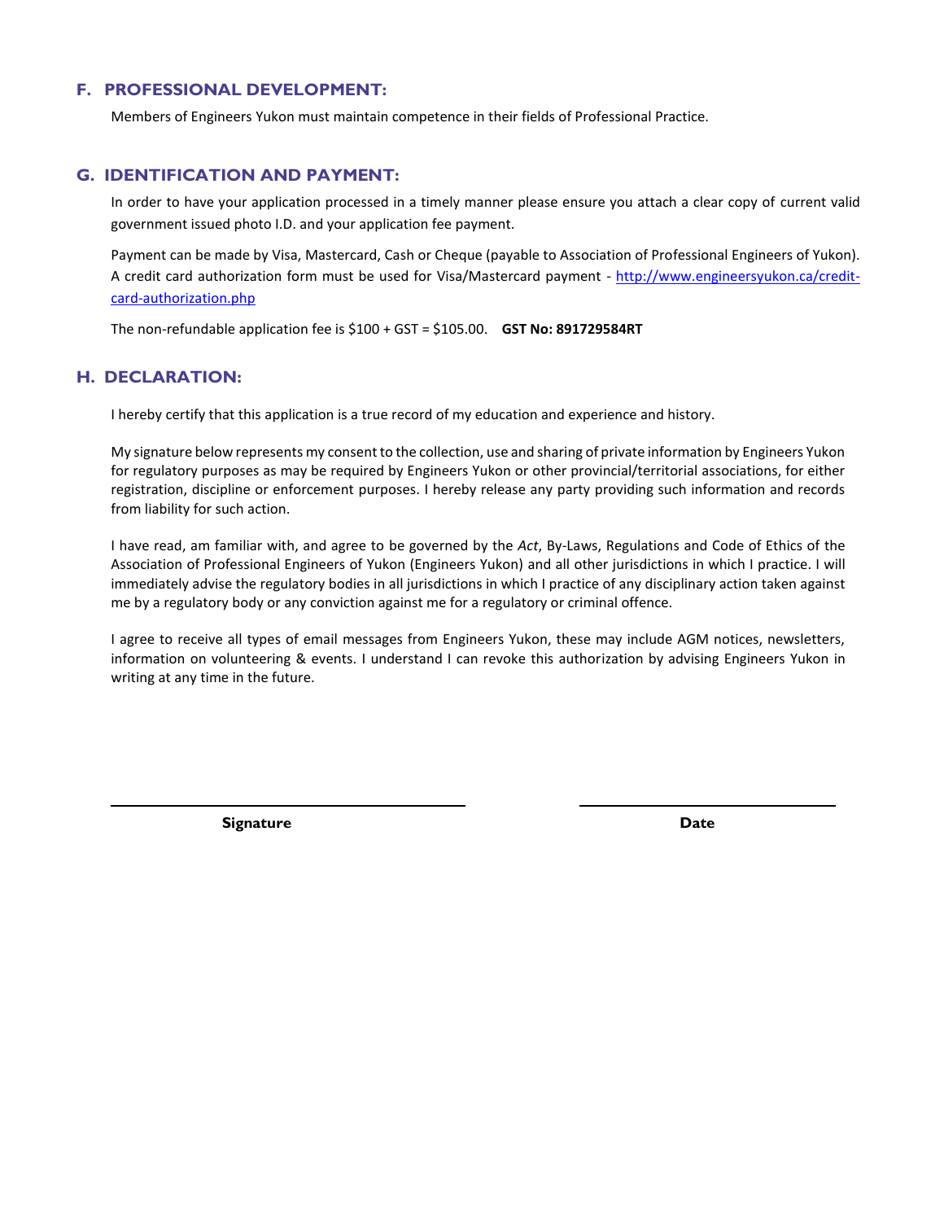## F. PROFESSIONAL DEVELOPMENT:

Members of Engineers Yukon must maintain competence in their fields of Professional Practice.

## G. IDENTIFICATION AND PAYMENT:

In order to have your application processed in a timely manner please ensure you attach a clear copy of current valid government issued photo I.D. and your application fee payment.

Payment can be made by Visa, Mastercard, Cash or Cheque (payable to Association of Professional Engineers of Yukon). A credit card authorization form must be used for Visa/Mastercard payment - [http://www.engineersyukon.ca/credit-card-authorization.php](http://www.engineersyukon.ca/credit-card-authorization.php)

The non-refundable application fee is $100 + GST = $105.00. **GST No: 891729584RT**

## H. DECLARATION:

I hereby certify that this application is a true record of my education and experience and history.

My signature below represents my consent to the collection, use and sharing of private information by Engineers Yukon for regulatory purposes as may be required by Engineers Yukon or other provincial/territorial associations, for either registration, discipline or enforcement purposes. I hereby release any party providing such information and records from liability for such action.

I have read, am familiar with, and agree to be governed by the *Act*, By-Laws, Regulations and Code of Ethics of the Association of Professional Engineers of Yukon (Engineers Yukon) and all other jurisdictions in which I practice. I will immediately advise the regulatory bodies in all jurisdictions in which I practice of any disciplinary action taken against me by a regulatory body or any conviction against me for a regulatory or criminal offence.

I agree to receive all types of email messages from Engineers Yukon, these may include AGM notices, newsletters, information on volunteering & events. I understand I can revoke this authorization by advising Engineers Yukon in writing at any time in the future.

\_\_\_\_\_\_\_\_\_\_\_\_\_\_\_\_\_\_\_\_\_\_\_\_\_\_\_\_\_\_\_\_ \_\_\_\_\_\_\_\_\_\_\_\_\_\_\_\_\_\_\_\_\_\_\_\_

**Signature** **Date**